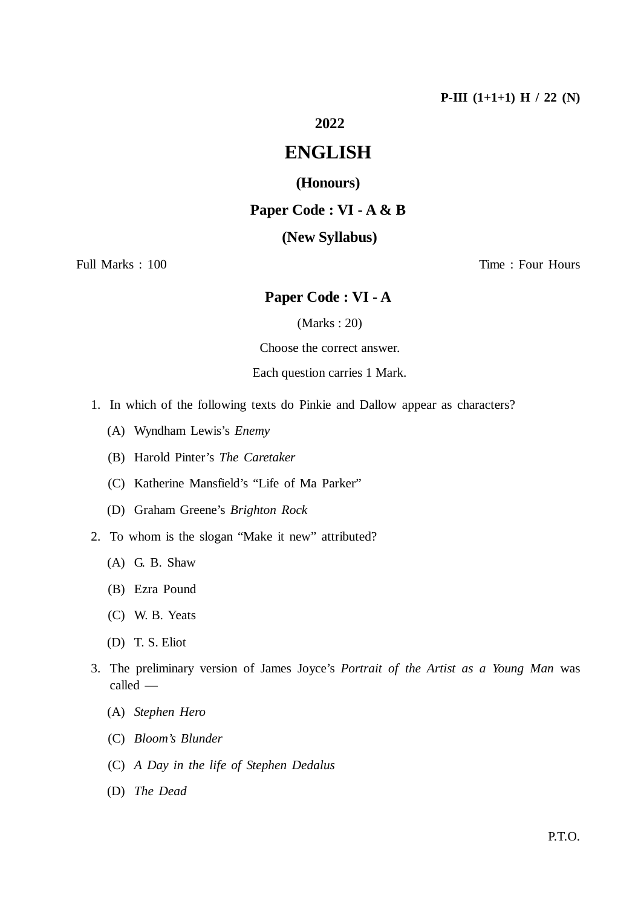P-III (1+1+1) H / 22 (N)

# 2022

# ENGLISH

## (Honours)

## Paper Code : VI - A & B

## (New Syllabus)

Full Marks : 100 Time : Four Hours

## Paper Code : VI - A

(Marks : 20)

Choose the correct answer.

Each question carries 1 Mark.

1. In which of the following texts do Pinkie and Dallow appear as characters?

   (A) Wyndham Lewis's *Enemy*

   (B) Harold Pinter's *The Caretaker*

   (C) Katherine Mansfield's "Life of Ma Parker"

   (D) Graham Greene's *Brighton Rock*

2. To whom is the slogan "Make it new" attributed?

   (A) G. B. Shaw

   (B) Ezra Pound

   (C) W. B. Yeats

   (D) T. S. Eliot

3. The preliminary version of James Joyce's *Portrait of the Artist as a Young Man* was called —

   (A) *Stephen Hero*

   (C) *Bloom's Blunder*

   (C) *A Day in the life of Stephen Dedalus*

   (D) *The Dead*

P.T.O.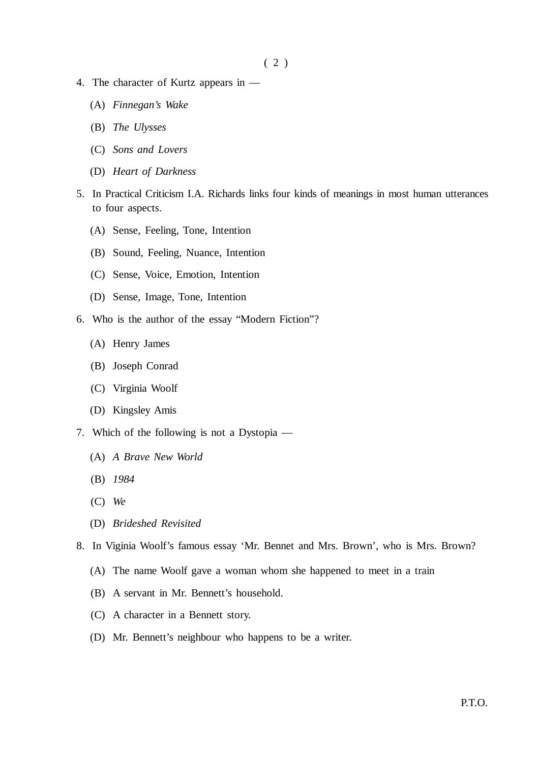4. The character of Kurtz appears in —

   (A) *Finnegan's Wake*

   (B) *The Ulysses*

   (C) *Sons and Lovers*

   (D) *Heart of Darkness*

5. In Practical Criticism I.A. Richards links four kinds of meanings in most human utterances to four aspects.

   (A) Sense, Feeling, Tone, Intention

   (B) Sound, Feeling, Nuance, Intention

   (C) Sense, Voice, Emotion, Intention

   (D) Sense, Image, Tone, Intention

6. Who is the author of the essay "Modern Fiction"?

   (A) Henry James

   (B) Joseph Conrad

   (C) Virginia Woolf

   (D) Kingsley Amis

7. Which of the following is not a Dystopia —

   (A) *A Brave New World*

   (B) *1984*

   (C) *We*

   (D) *Brideshed Revisited*

8. In Viginia Woolf's famous essay 'Mr. Bennet and Mrs. Brown', who is Mrs. Brown?

   (A) The name Woolf gave a woman whom she happened to meet in a train

   (B) A servant in Mr. Bennett's household.

   (C) A character in a Bennett story.

   (D) Mr. Bennett's neighbour who happens to be a writer.

P.T.O.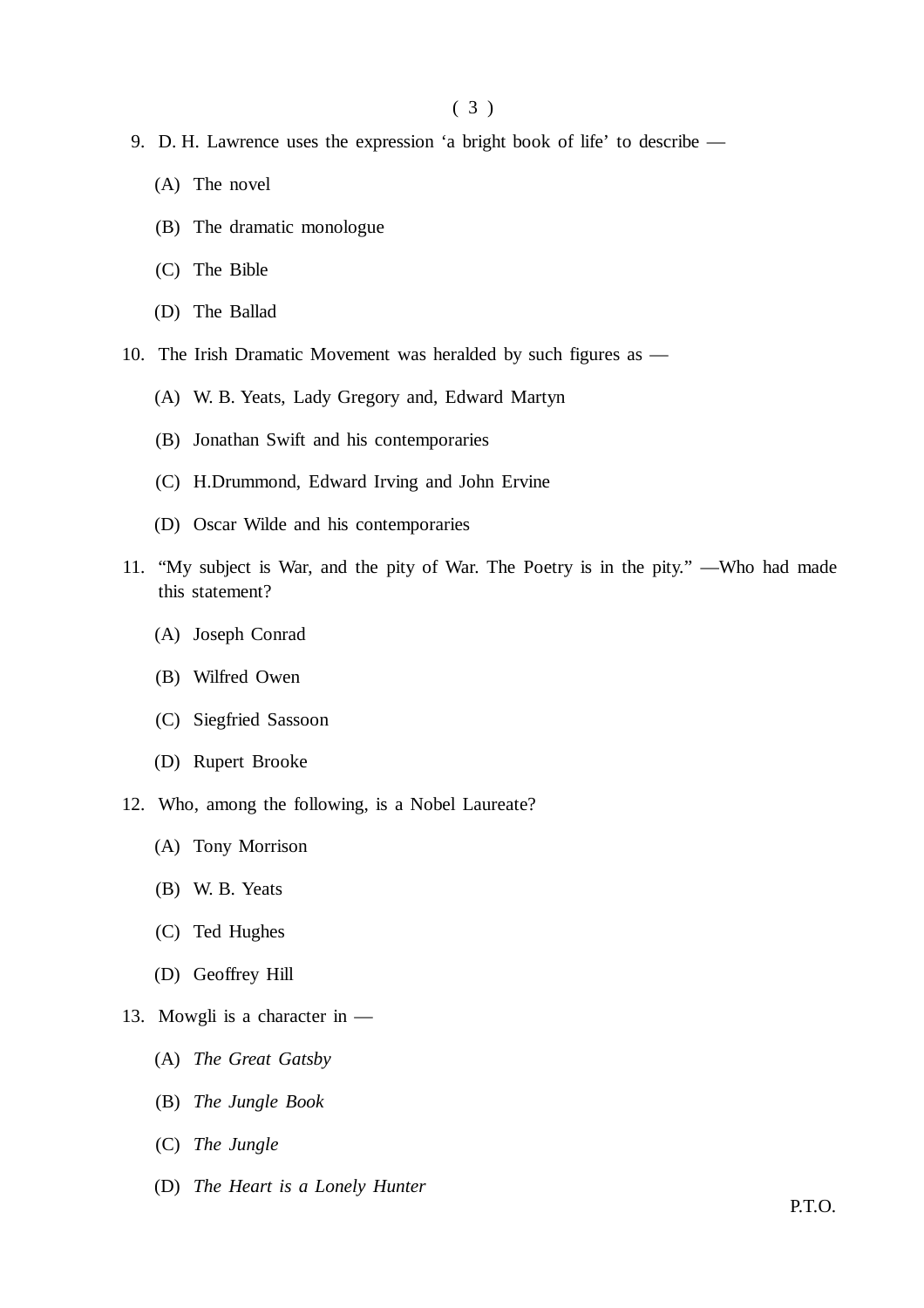9. D. H. Lawrence uses the expression 'a bright book of life' to describe —

   (A) The novel

   (B) The dramatic monologue

   (C) The Bible

   (D) The Ballad

10. The Irish Dramatic Movement was heralded by such figures as —

    (A) W. B. Yeats, Lady Gregory and, Edward Martyn

    (B) Jonathan Swift and his contemporaries

    (C) H.Drummond, Edward Irving and John Ervine

    (D) Oscar Wilde and his contemporaries

11. "My subject is War, and the pity of War. The Poetry is in the pity." —Who had made this statement?

    (A) Joseph Conrad

    (B) Wilfred Owen

    (C) Siegfried Sassoon

    (D) Rupert Brooke

12. Who, among the following, is a Nobel Laureate?

    (A) Tony Morrison

    (B) W. B. Yeats

    (C) Ted Hughes

    (D) Geoffrey Hill

13. Mowgli is a character in —

    (A) *The Great Gatsby*

    (B) *The Jungle Book*

    (C) *The Jungle*

    (D) *The Heart is a Lonely Hunter*

P.T.O.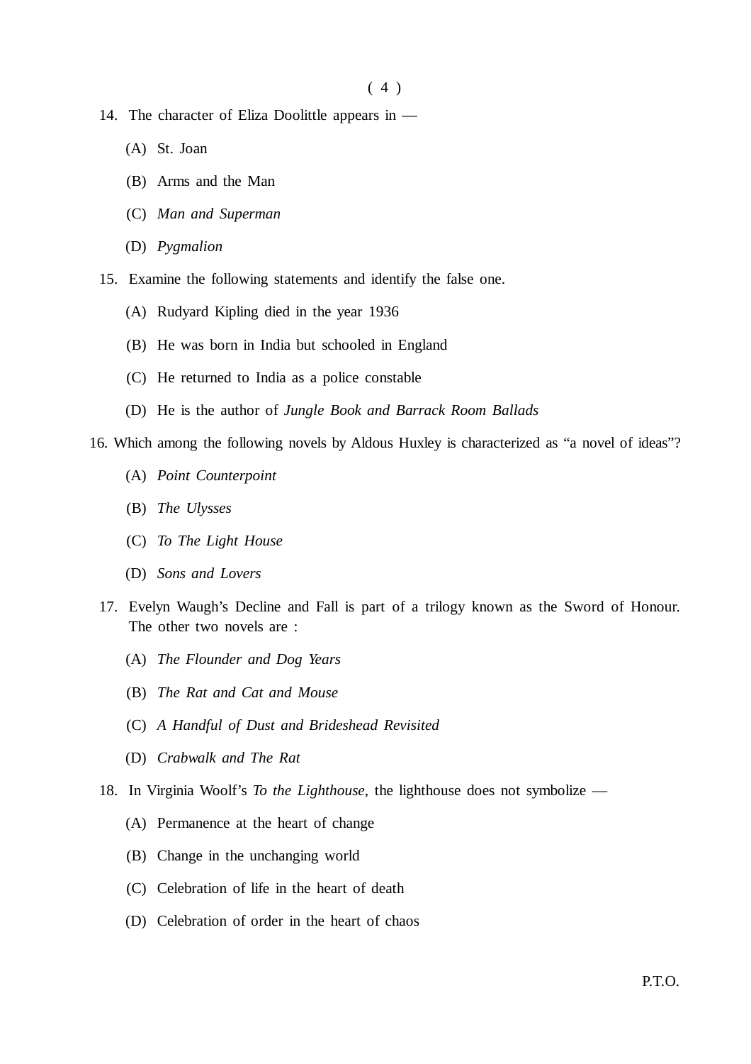14. The character of Eliza Doolittle appears in —

    (A) St. Joan

    (B) Arms and the Man

    (C) *Man and Superman*

    (D) *Pygmalion*

15. Examine the following statements and identify the false one.

    (A) Rudyard Kipling died in the year 1936

    (B) He was born in India but schooled in England

    (C) He returned to India as a police constable

    (D) He is the author of *Jungle Book and Barrack Room Ballads*

16. Which among the following novels by Aldous Huxley is characterized as "a novel of ideas"?

    (A) *Point Counterpoint*

    (B) *The Ulysses*

    (C) *To The Light House*

    (D) *Sons and Lovers*

17. Evelyn Waugh's Decline and Fall is part of a trilogy known as the Sword of Honour. The other two novels are :

    (A) *The Flounder and Dog Years*

    (B) *The Rat and Cat and Mouse*

    (C) *A Handful of Dust and Brideshead Revisited*

    (D) *Crabwalk and The Rat*

18. In Virginia Woolf's *To the Lighthouse*, the lighthouse does not symbolize —

    (A) Permanence at the heart of change

    (B) Change in the unchanging world

    (C) Celebration of life in the heart of death

    (D) Celebration of order in the heart of chaos

P.T.O.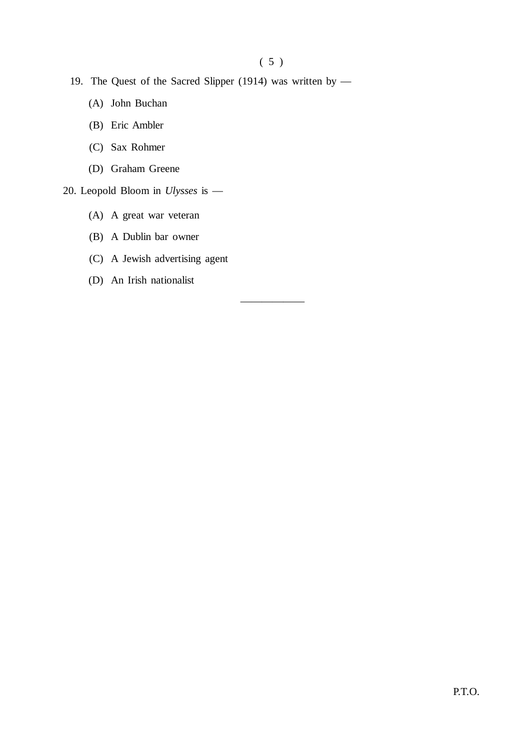19. The Quest of the Sacred Slipper (1914) was written by —

    (A) John Buchan

    (B) Eric Ambler

    (C) Sax Rohmer

    (D) Graham Greene

20. Leopold Bloom in *Ulysses* is —

    (A) A great war veteran

    (B) A Dublin bar owner

    (C) A Jewish advertising agent

    (D) An Irish nationalist

---

P.T.O.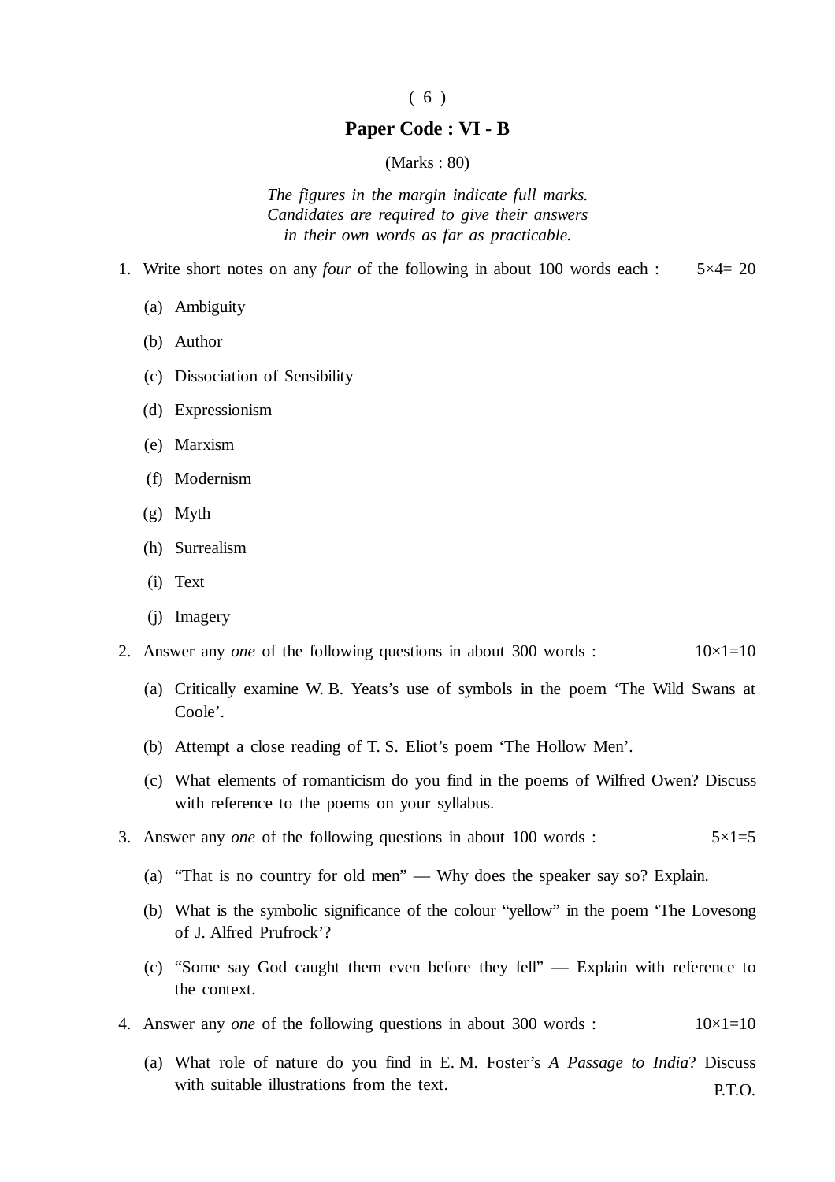## Paper Code : VI - B

(Marks : 80)

*The figures in the margin indicate full marks.*
*Candidates are required to give their answers in their own words as far as practicable.*

1. Write short notes on any *four* of the following in about 100 words each : 5×4= 20

   (a) Ambiguity

   (b) Author

   (c) Dissociation of Sensibility

   (d) Expressionism

   (e) Marxism

   (f) Modernism

   (g) Myth

   (h) Surrealism

   (i) Text

   (j) Imagery

2. Answer any *one* of the following questions in about 300 words : 10×1=10

   (a) Critically examine W. B. Yeats's use of symbols in the poem 'The Wild Swans at Coole'.

   (b) Attempt a close reading of T. S. Eliot's poem 'The Hollow Men'.

   (c) What elements of romanticism do you find in the poems of Wilfred Owen? Discuss with reference to the poems on your syllabus.

3. Answer any *one* of the following questions in about 100 words : 5×1=5

   (a) "That is no country for old men" — Why does the speaker say so? Explain.

   (b) What is the symbolic significance of the colour "yellow" in the poem 'The Lovesong of J. Alfred Prufrock'?

   (c) "Some say God caught them even before they fell" — Explain with reference to the context.

4. Answer any *one* of the following questions in about 300 words : 10×1=10

   (a) What role of nature do you find in E. M. Foster's *A Passage to India*? Discuss with suitable illustrations from the text.

P.T.O.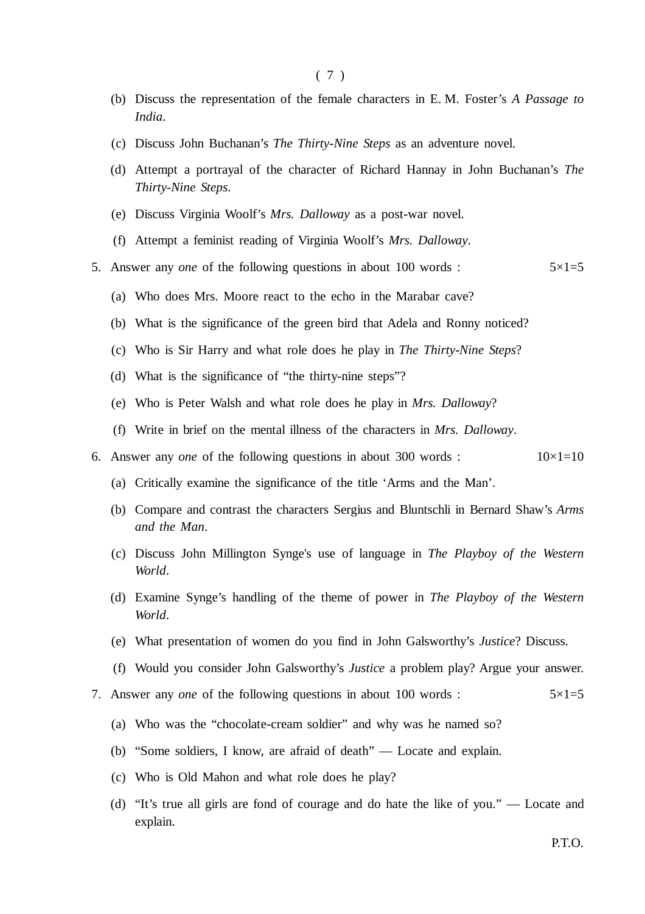(b) Discuss the representation of the female characters in E. M. Foster's *A Passage to India*.

(c) Discuss John Buchanan's *The Thirty-Nine Steps* as an adventure novel.

(d) Attempt a portrayal of the character of Richard Hannay in John Buchanan's *The Thirty-Nine Steps*.

(e) Discuss Virginia Woolf's *Mrs. Dalloway* as a post-war novel.

(f) Attempt a feminist reading of Virginia Woolf's *Mrs. Dalloway*.

5. Answer any *one* of the following questions in about 100 words : 5×1=5

(a) Who does Mrs. Moore react to the echo in the Marabar cave?

(b) What is the significance of the green bird that Adela and Ronny noticed?

(c) Who is Sir Harry and what role does he play in *The Thirty-Nine Steps*?

(d) What is the significance of "the thirty-nine steps"?

(e) Who is Peter Walsh and what role does he play in *Mrs. Dalloway*?

(f) Write in brief on the mental illness of the characters in *Mrs. Dalloway*.

6. Answer any *one* of the following questions in about 300 words : 10×1=10

(a) Critically examine the significance of the title 'Arms and the Man'.

(b) Compare and contrast the characters Sergius and Bluntschli in Bernard Shaw's *Arms and the Man*.

(c) Discuss John Millington Synge's use of language in *The Playboy of the Western World*.

(d) Examine Synge's handling of the theme of power in *The Playboy of the Western World*.

(e) What presentation of women do you find in John Galsworthy's *Justice*? Discuss.

(f) Would you consider John Galsworthy's *Justice* a problem play? Argue your answer.

7. Answer any *one* of the following questions in about 100 words : 5×1=5

(a) Who was the "chocolate-cream soldier" and why was he named so?

(b) "Some soldiers, I know, are afraid of death" — Locate and explain.

(c) Who is Old Mahon and what role does he play?

(d) "It's true all girls are fond of courage and do hate the like of you." — Locate and explain.

P.T.O.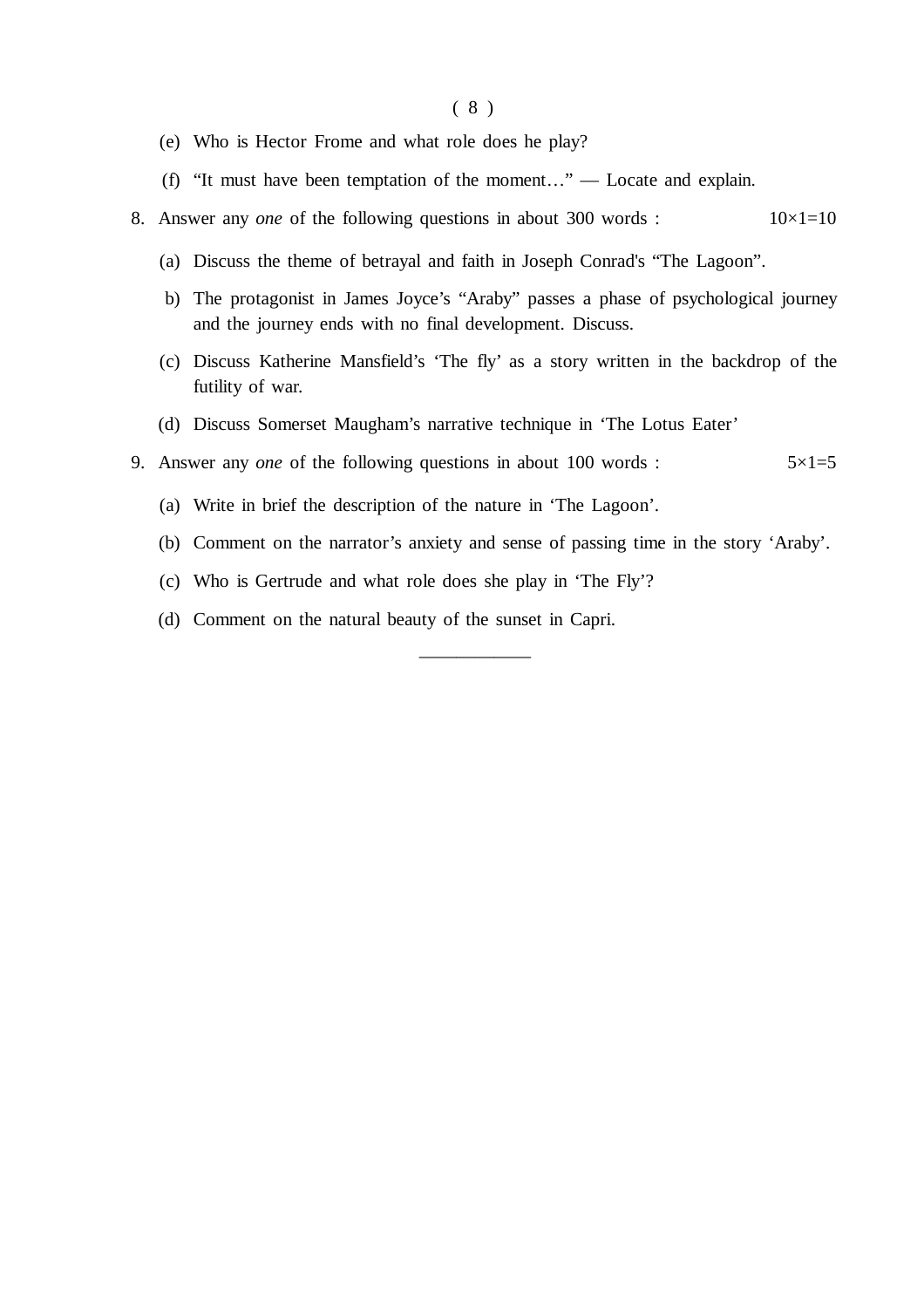(e) Who is Hector Frome and what role does he play?

(f) "It must have been temptation of the moment…" — Locate and explain.

8. Answer any *one* of the following questions in about 300 words : 10×1=10

(a) Discuss the theme of betrayal and faith in Joseph Conrad's "The Lagoon".

b) The protagonist in James Joyce's "Araby" passes a phase of psychological journey and the journey ends with no final development. Discuss.

(c) Discuss Katherine Mansfield's 'The fly' as a story written in the backdrop of the futility of war.

(d) Discuss Somerset Maugham's narrative technique in 'The Lotus Eater'

9. Answer any *one* of the following questions in about 100 words : 5×1=5

(a) Write in brief the description of the nature in 'The Lagoon'.

(b) Comment on the narrator's anxiety and sense of passing time in the story 'Araby'.

(c) Who is Gertrude and what role does she play in 'The Fly'?

(d) Comment on the natural beauty of the sunset in Capri.